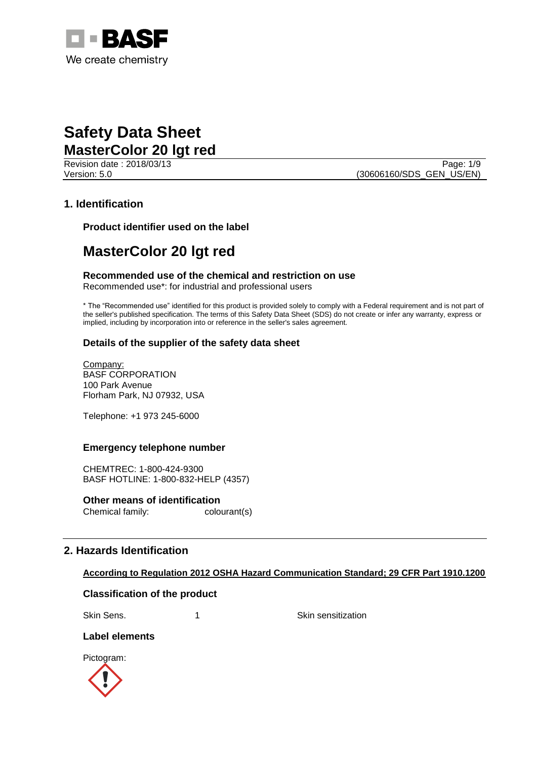# Safety Data Sheet

## MasterColor 20 lgt red

Revision date : 2018/03/13
Version: 5.0
(30606160/SDS_GEN_US/EN)

## 1. Identification

### Product identifier used on the label

## MasterColor 20 lgt red

### Recommended use of the chemical and restriction on use

Recommended use*: for industrial and professional users

* The "Recommended use" identified for this product is provided solely to comply with a Federal requirement and is not part of the seller's published specification. The terms of this Safety Data Sheet (SDS) do not create or infer any warranty, express or implied, including by incorporation into or reference in the seller's sales agreement.

### Details of the supplier of the safety data sheet

Company:
BASF CORPORATION
100 Park Avenue
Florham Park, NJ 07932, USA

Telephone: +1 973 245-6000

### Emergency telephone number

CHEMTREC: 1-800-424-9300
BASF HOTLINE: 1-800-832-HELP (4357)

### Other means of identification

Chemical family: colourant(s)

## 2. Hazards Identification

**According to Regulation 2012 OSHA Hazard Communication Standard; 29 CFR Part 1910.1200**

### Classification of the product

| Skin Sens. | 1 | Skin sensitization |
|---|---|---|

### Label elements

Pictogram: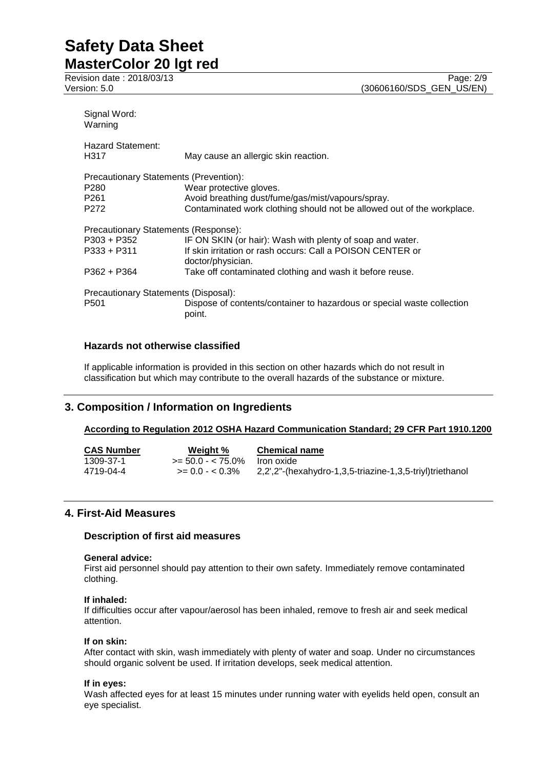Signal Word:
Warning

Hazard Statement:

| | |
|---|---|
| H317 | May cause an allergic skin reaction. |

Precautionary Statements (Prevention):

| | |
|---|---|
| P280 | Wear protective gloves. |
| P261 | Avoid breathing dust/fume/gas/mist/vapours/spray. |
| P272 | Contaminated work clothing should not be allowed out of the workplace. |

Precautionary Statements (Response):

| | |
|---|---|
| P303 + P352 | IF ON SKIN (or hair): Wash with plenty of soap and water. |
| P333 + P311 | If skin irritation or rash occurs: Call a POISON CENTER or doctor/physician. |
| P362 + P364 | Take off contaminated clothing and wash it before reuse. |

Precautionary Statements (Disposal):

| | |
|---|---|
| P501 | Dispose of contents/container to hazardous or special waste collection point. |

### Hazards not otherwise classified

If applicable information is provided in this section on other hazards which do not result in classification but which may contribute to the overall hazards of the substance or mixture.

## 3. Composition / Information on Ingredients

**According to Regulation 2012 OSHA Hazard Communication Standard; 29 CFR Part 1910.1200**

| CAS Number | Weight % | Chemical name |
|---|---|---|
| 1309-37-1 | >= 50.0 - < 75.0% | Iron oxide |
| 4719-04-4 | >= 0.0 - < 0.3% | 2,2',2''-(hexahydro-1,3,5-triazine-1,3,5-triyl)triethanol |

## 4. First-Aid Measures

### Description of first aid measures

**General advice:**
First aid personnel should pay attention to their own safety. Immediately remove contaminated clothing.

**If inhaled:**
If difficulties occur after vapour/aerosol has been inhaled, remove to fresh air and seek medical attention.

**If on skin:**
After contact with skin, wash immediately with plenty of water and soap. Under no circumstances should organic solvent be used. If irritation develops, seek medical attention.

**If in eyes:**
Wash affected eyes for at least 15 minutes under running water with eyelids held open, consult an eye specialist.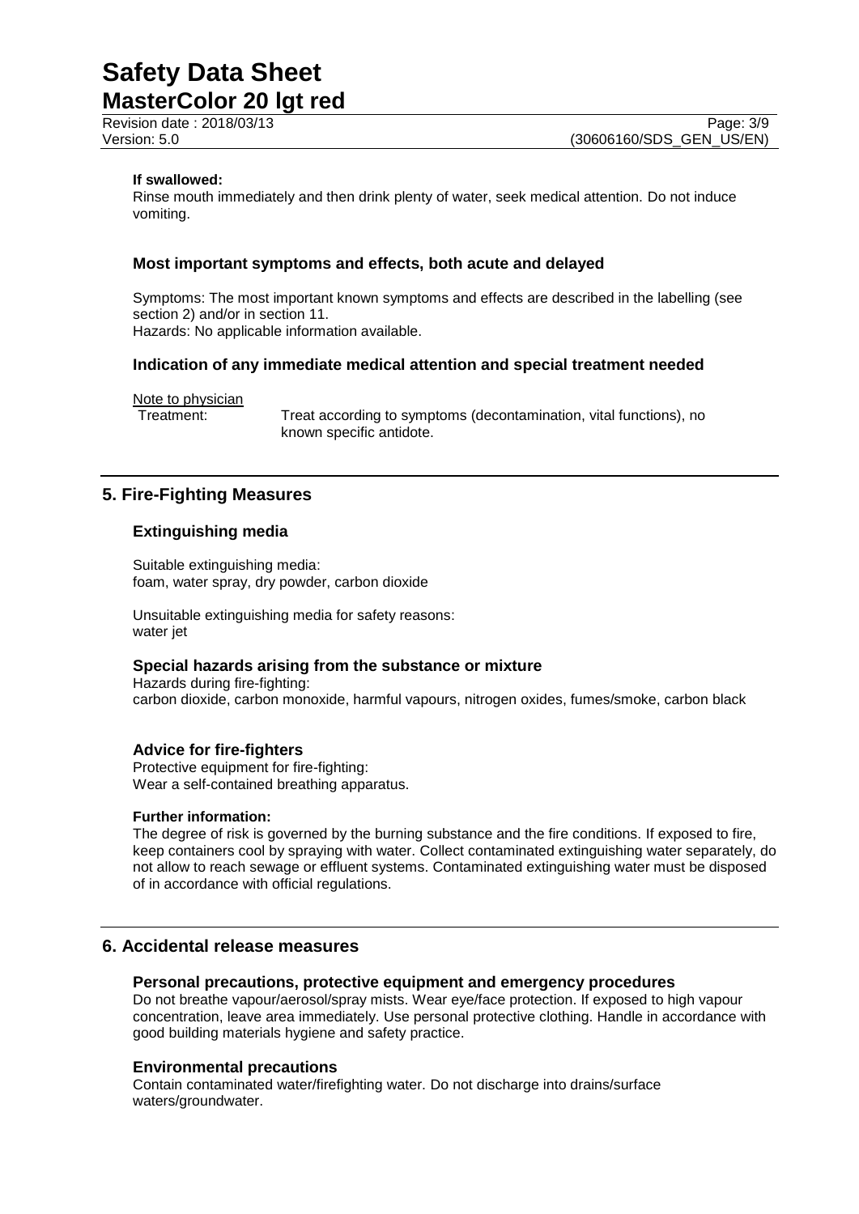**If swallowed:**
Rinse mouth immediately and then drink plenty of water, seek medical attention. Do not induce vomiting.

### Most important symptoms and effects, both acute and delayed

Symptoms: The most important known symptoms and effects are described in the labelling (see section 2) and/or in section 11.
Hazards: No applicable information available.

### Indication of any immediate medical attention and special treatment needed

Note to physician
Treatment: Treat according to symptoms (decontamination, vital functions), no known specific antidote.

## 5. Fire-Fighting Measures

### Extinguishing media

Suitable extinguishing media:
foam, water spray, dry powder, carbon dioxide

Unsuitable extinguishing media for safety reasons:
water jet

### Special hazards arising from the substance or mixture

Hazards during fire-fighting:
carbon dioxide, carbon monoxide, harmful vapours, nitrogen oxides, fumes/smoke, carbon black

### Advice for fire-fighters

Protective equipment for fire-fighting:
Wear a self-contained breathing apparatus.

**Further information:**
The degree of risk is governed by the burning substance and the fire conditions. If exposed to fire, keep containers cool by spraying with water. Collect contaminated extinguishing water separately, do not allow to reach sewage or effluent systems. Contaminated extinguishing water must be disposed of in accordance with official regulations.

## 6. Accidental release measures

### Personal precautions, protective equipment and emergency procedures

Do not breathe vapour/aerosol/spray mists. Wear eye/face protection. If exposed to high vapour concentration, leave area immediately. Use personal protective clothing. Handle in accordance with good building materials hygiene and safety practice.

### Environmental precautions

Contain contaminated water/firefighting water. Do not discharge into drains/surface waters/groundwater.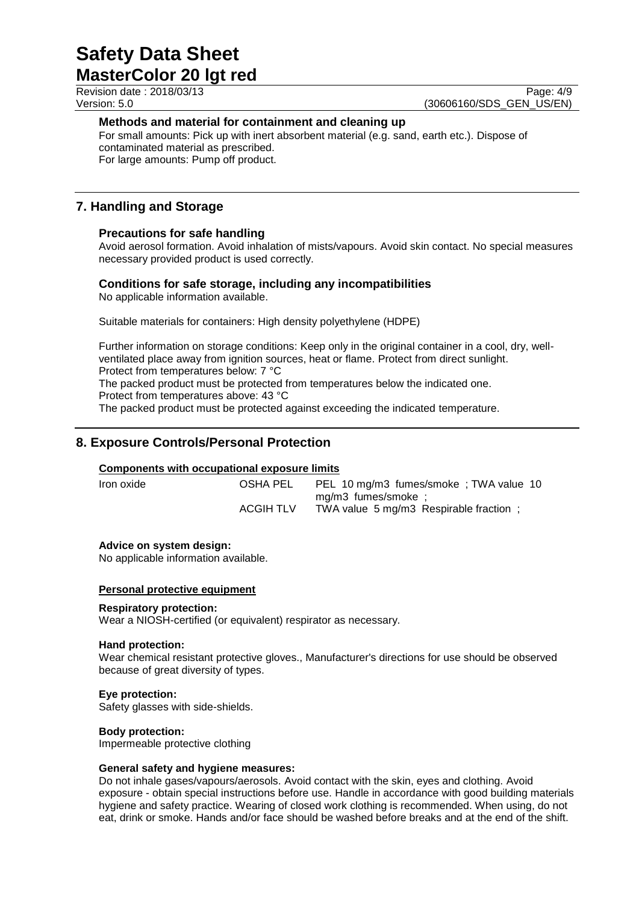**Methods and material for containment and cleaning up**

For small amounts: Pick up with inert absorbent material (e.g. sand, earth etc.). Dispose of contaminated material as prescribed.
For large amounts: Pump off product.

## 7. Handling and Storage

**Precautions for safe handling**

Avoid aerosol formation. Avoid inhalation of mists/vapours. Avoid skin contact. No special measures necessary provided product is used correctly.

**Conditions for safe storage, including any incompatibilities**

No applicable information available.

Suitable materials for containers: High density polyethylene (HDPE)

Further information on storage conditions: Keep only in the original container in a cool, dry, well-ventilated place away from ignition sources, heat or flame. Protect from direct sunlight.
Protect from temperatures below: 7 °C
The packed product must be protected from temperatures below the indicated one.
Protect from temperatures above: 43 °C
The packed product must be protected against exceeding the indicated temperature.

## 8. Exposure Controls/Personal Protection

**Components with occupational exposure limits**

| | | |
|---|---|---|
| Iron oxide | OSHA PEL | PEL 10 mg/m3 fumes/smoke ; TWA value 10 mg/m3 fumes/smoke ; |
| | ACGIH TLV | TWA value 5 mg/m3 Respirable fraction ; |

**Advice on system design:**
No applicable information available.

**Personal protective equipment**

**Respiratory protection:**
Wear a NIOSH-certified (or equivalent) respirator as necessary.

**Hand protection:**
Wear chemical resistant protective gloves., Manufacturer's directions for use should be observed because of great diversity of types.

**Eye protection:**
Safety glasses with side-shields.

**Body protection:**
Impermeable protective clothing

**General safety and hygiene measures:**
Do not inhale gases/vapours/aerosols. Avoid contact with the skin, eyes and clothing. Avoid exposure - obtain special instructions before use. Handle in accordance with good building materials hygiene and safety practice. Wearing of closed work clothing is recommended. When using, do not eat, drink or smoke. Hands and/or face should be washed before breaks and at the end of the shift.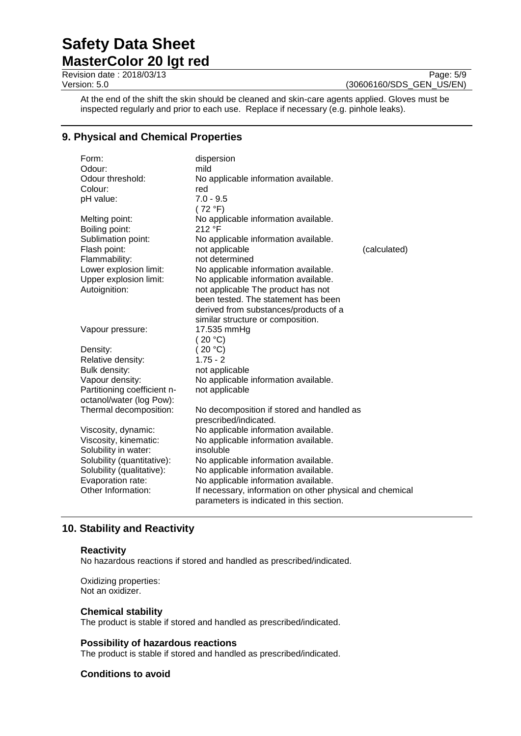At the end of the shift the skin should be cleaned and skin-care agents applied. Gloves must be inspected regularly and prior to each use. Replace if necessary (e.g. pinhole leaks).

## 9. Physical and Chemical Properties

| | | |
|---|---|---|
| Form: | dispersion | |
| Odour: | mild | |
| Odour threshold: | No applicable information available. | |
| Colour: | red | |
| pH value: | 7.0 - 9.5<br>( 72 °F) | |
| Melting point: | No applicable information available. | |
| Boiling point: | 212 °F | |
| Sublimation point: | No applicable information available. | |
| Flash point: | not applicable | (calculated) |
| Flammability: | not determined | |
| Lower explosion limit: | No applicable information available. | |
| Upper explosion limit: | No applicable information available. | |
| Autoignition: | not applicable The product has not been tested. The statement has been derived from substances/products of a similar structure or composition. | |
| Vapour pressure: | 17.535 mmHg<br>( 20 °C) | |
| Density: | ( 20 °C) | |
| Relative density: | 1.75 - 2 | |
| Bulk density: | not applicable | |
| Vapour density: | No applicable information available. | |
| Partitioning coefficient n-octanol/water (log Pow): | not applicable | |
| Thermal decomposition: | No decomposition if stored and handled as prescribed/indicated. | |
| Viscosity, dynamic: | No applicable information available. | |
| Viscosity, kinematic: | No applicable information available. | |
| Solubility in water: | insoluble | |
| Solubility (quantitative): | No applicable information available. | |
| Solubility (qualitative): | No applicable information available. | |
| Evaporation rate: | No applicable information available. | |
| Other Information: | If necessary, information on other physical and chemical parameters is indicated in this section. | |

## 10. Stability and Reactivity

### Reactivity

No hazardous reactions if stored and handled as prescribed/indicated.

Oxidizing properties:
Not an oxidizer.

### Chemical stability

The product is stable if stored and handled as prescribed/indicated.

### Possibility of hazardous reactions

The product is stable if stored and handled as prescribed/indicated.

### Conditions to avoid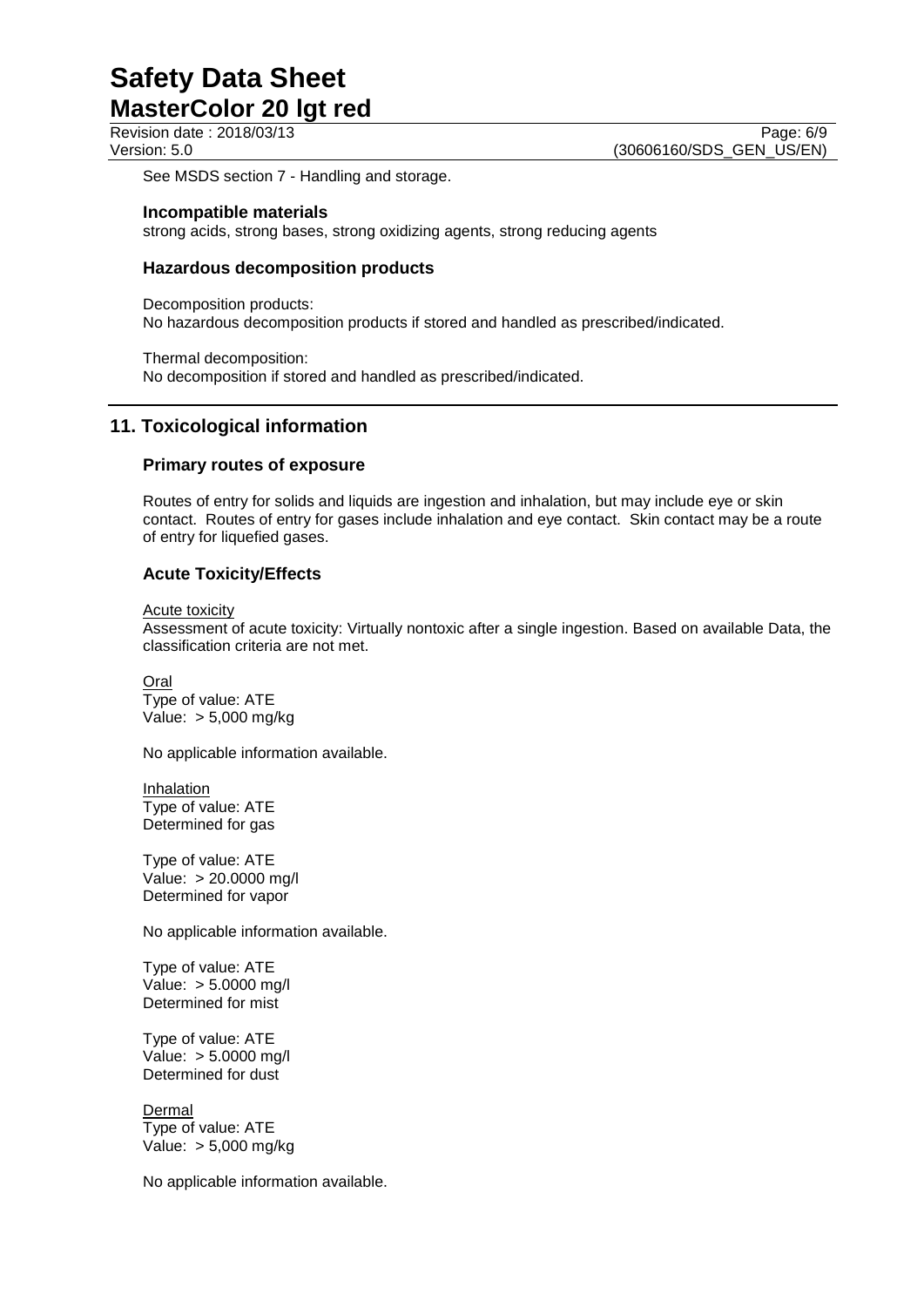See MSDS section 7 - Handling and storage.

### Incompatible materials

strong acids, strong bases, strong oxidizing agents, strong reducing agents

### Hazardous decomposition products

Decomposition products:
No hazardous decomposition products if stored and handled as prescribed/indicated.

Thermal decomposition:
No decomposition if stored and handled as prescribed/indicated.

## 11. Toxicological information

### Primary routes of exposure

Routes of entry for solids and liquids are ingestion and inhalation, but may include eye or skin contact. Routes of entry for gases include inhalation and eye contact. Skin contact may be a route of entry for liquefied gases.

### Acute Toxicity/Effects

Acute toxicity
Assessment of acute toxicity: Virtually nontoxic after a single ingestion. Based on available Data, the classification criteria are not met.

Oral
Type of value: ATE
Value: > 5,000 mg/kg

No applicable information available.

Inhalation
Type of value: ATE
Determined for gas

Type of value: ATE
Value: > 20.0000 mg/l
Determined for vapor

No applicable information available.

Type of value: ATE
Value: > 5.0000 mg/l
Determined for mist

Type of value: ATE
Value: > 5.0000 mg/l
Determined for dust

Dermal
Type of value: ATE
Value: > 5,000 mg/kg

No applicable information available.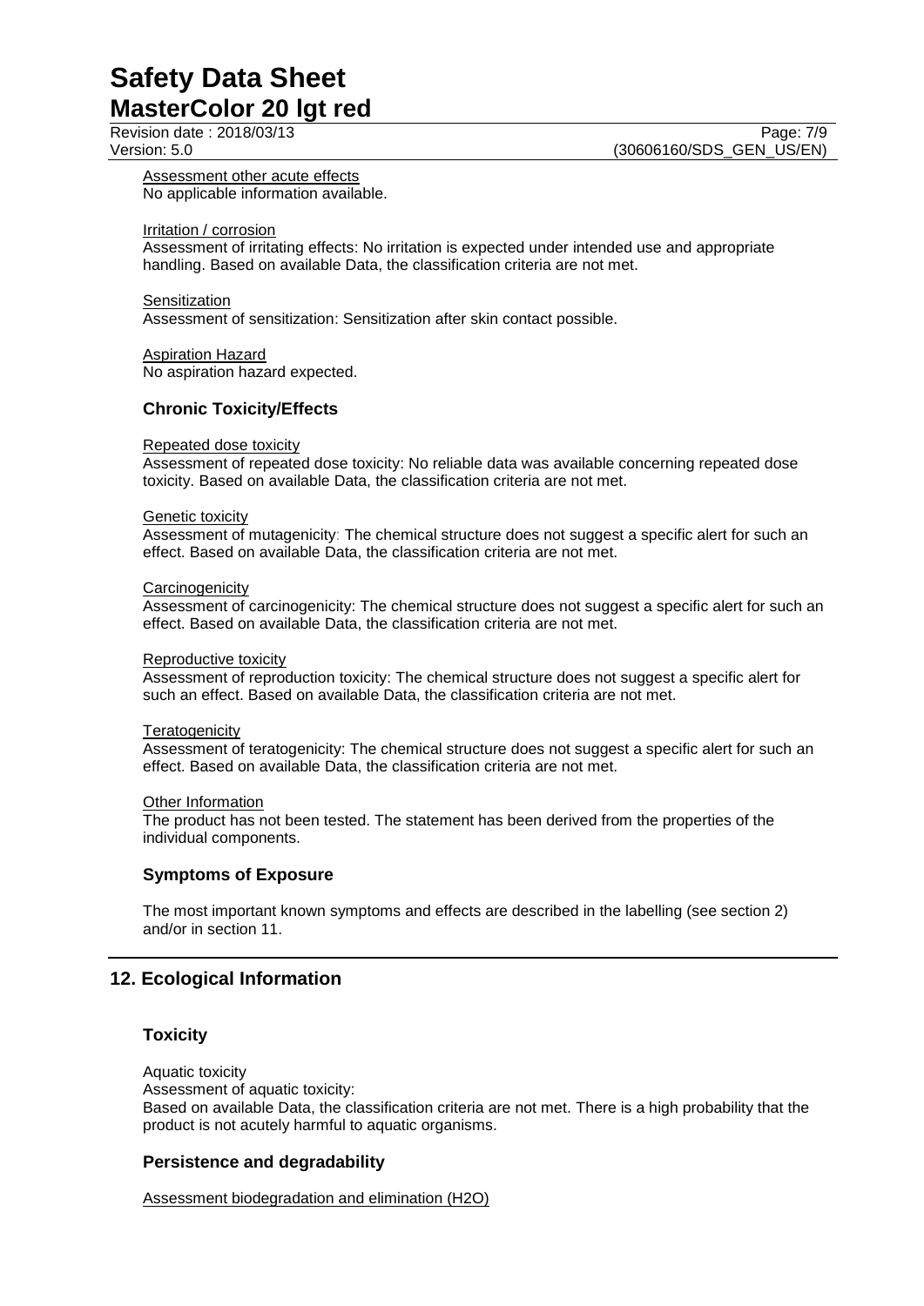Assessment other acute effects
No applicable information available.

Irritation / corrosion
Assessment of irritating effects: No irritation is expected under intended use and appropriate handling. Based on available Data, the classification criteria are not met.

Sensitization
Assessment of sensitization: Sensitization after skin contact possible.

Aspiration Hazard
No aspiration hazard expected.

### Chronic Toxicity/Effects

Repeated dose toxicity
Assessment of repeated dose toxicity: No reliable data was available concerning repeated dose toxicity. Based on available Data, the classification criteria are not met.

Genetic toxicity
Assessment of mutagenicity: The chemical structure does not suggest a specific alert for such an effect. Based on available Data, the classification criteria are not met.

Carcinogenicity
Assessment of carcinogenicity: The chemical structure does not suggest a specific alert for such an effect. Based on available Data, the classification criteria are not met.

Reproductive toxicity
Assessment of reproduction toxicity: The chemical structure does not suggest a specific alert for such an effect. Based on available Data, the classification criteria are not met.

Teratogenicity
Assessment of teratogenicity: The chemical structure does not suggest a specific alert for such an effect. Based on available Data, the classification criteria are not met.

Other Information
The product has not been tested. The statement has been derived from the properties of the individual components.

### Symptoms of Exposure

The most important known symptoms and effects are described in the labelling (see section 2) and/or in section 11.

## 12. Ecological Information

### Toxicity

Aquatic toxicity
Assessment of aquatic toxicity:
Based on available Data, the classification criteria are not met. There is a high probability that the product is not acutely harmful to aquatic organisms.

### Persistence and degradability

Assessment biodegradation and elimination ($H_2O$)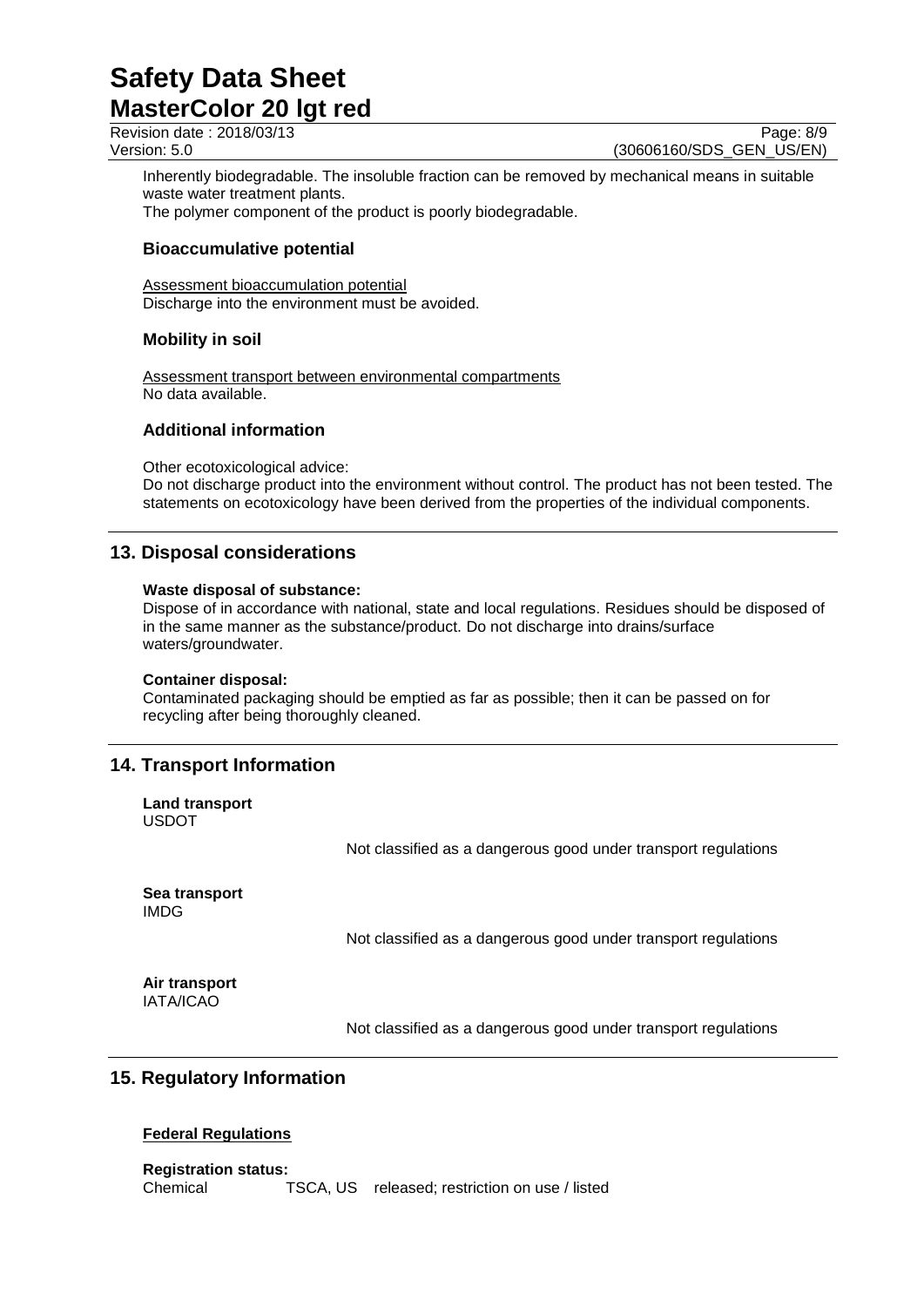Inherently biodegradable. The insoluble fraction can be removed by mechanical means in suitable waste water treatment plants.
The polymer component of the product is poorly biodegradable.

### Bioaccumulative potential

Assessment bioaccumulation potential
Discharge into the environment must be avoided.

### Mobility in soil

Assessment transport between environmental compartments
No data available.

### Additional information

Other ecotoxicological advice:
Do not discharge product into the environment without control. The product has not been tested. The statements on ecotoxicology have been derived from the properties of the individual components.

## 13. Disposal considerations

**Waste disposal of substance:**
Dispose of in accordance with national, state and local regulations. Residues should be disposed of in the same manner as the substance/product. Do not discharge into drains/surface waters/groundwater.

**Container disposal:**
Contaminated packaging should be emptied as far as possible; then it can be passed on for recycling after being thoroughly cleaned.

## 14. Transport Information

**Land transport**
USDOT

Not classified as a dangerous good under transport regulations

**Sea transport**
IMDG

Not classified as a dangerous good under transport regulations

**Air transport**
IATA/ICAO

Not classified as a dangerous good under transport regulations

## 15. Regulatory Information

**Federal Regulations**

**Registration status:**
Chemical TSCA, US released; restriction on use / listed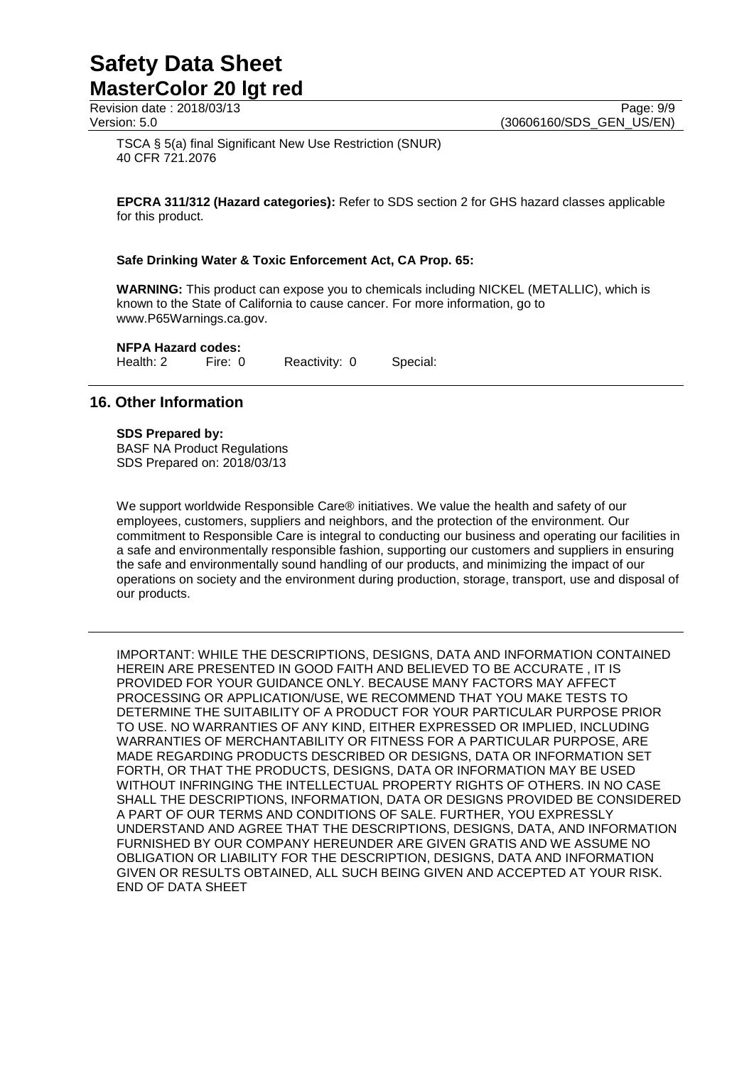TSCA § 5(a) final Significant New Use Restriction (SNUR)
40 CFR 721.2076

**EPCRA 311/312 (Hazard categories):** Refer to SDS section 2 for GHS hazard classes applicable for this product.

**Safe Drinking Water & Toxic Enforcement Act, CA Prop. 65:**

**WARNING:** This product can expose you to chemicals including NICKEL (METALLIC), which is known to the State of California to cause cancer. For more information, go to www.P65Warnings.ca.gov.

**NFPA Hazard codes:**

| | | | |
|---|---|---|---|
| Health: 2 | Fire: 0 | Reactivity: 0 | Special: |

## 16. Other Information

**SDS Prepared by:**
BASF NA Product Regulations
SDS Prepared on: 2018/03/13

We support worldwide Responsible Care® initiatives. We value the health and safety of our employees, customers, suppliers and neighbors, and the protection of the environment. Our commitment to Responsible Care is integral to conducting our business and operating our facilities in a safe and environmentally responsible fashion, supporting our customers and suppliers in ensuring the safe and environmentally sound handling of our products, and minimizing the impact of our operations on society and the environment during production, storage, transport, use and disposal of our products.

---

IMPORTANT: WHILE THE DESCRIPTIONS, DESIGNS, DATA AND INFORMATION CONTAINED HEREIN ARE PRESENTED IN GOOD FAITH AND BELIEVED TO BE ACCURATE , IT IS PROVIDED FOR YOUR GUIDANCE ONLY. BECAUSE MANY FACTORS MAY AFFECT PROCESSING OR APPLICATION/USE, WE RECOMMEND THAT YOU MAKE TESTS TO DETERMINE THE SUITABILITY OF A PRODUCT FOR YOUR PARTICULAR PURPOSE PRIOR TO USE. NO WARRANTIES OF ANY KIND, EITHER EXPRESSED OR IMPLIED, INCLUDING WARRANTIES OF MERCHANTABILITY OR FITNESS FOR A PARTICULAR PURPOSE, ARE MADE REGARDING PRODUCTS DESCRIBED OR DESIGNS, DATA OR INFORMATION SET FORTH, OR THAT THE PRODUCTS, DESIGNS, DATA OR INFORMATION MAY BE USED WITHOUT INFRINGING THE INTELLECTUAL PROPERTY RIGHTS OF OTHERS. IN NO CASE SHALL THE DESCRIPTIONS, INFORMATION, DATA OR DESIGNS PROVIDED BE CONSIDERED A PART OF OUR TERMS AND CONDITIONS OF SALE. FURTHER, YOU EXPRESSLY UNDERSTAND AND AGREE THAT THE DESCRIPTIONS, DESIGNS, DATA, AND INFORMATION FURNISHED BY OUR COMPANY HEREUNDER ARE GIVEN GRATIS AND WE ASSUME NO OBLIGATION OR LIABILITY FOR THE DESCRIPTION, DESIGNS, DATA AND INFORMATION GIVEN OR RESULTS OBTAINED, ALL SUCH BEING GIVEN AND ACCEPTED AT YOUR RISK.
END OF DATA SHEET